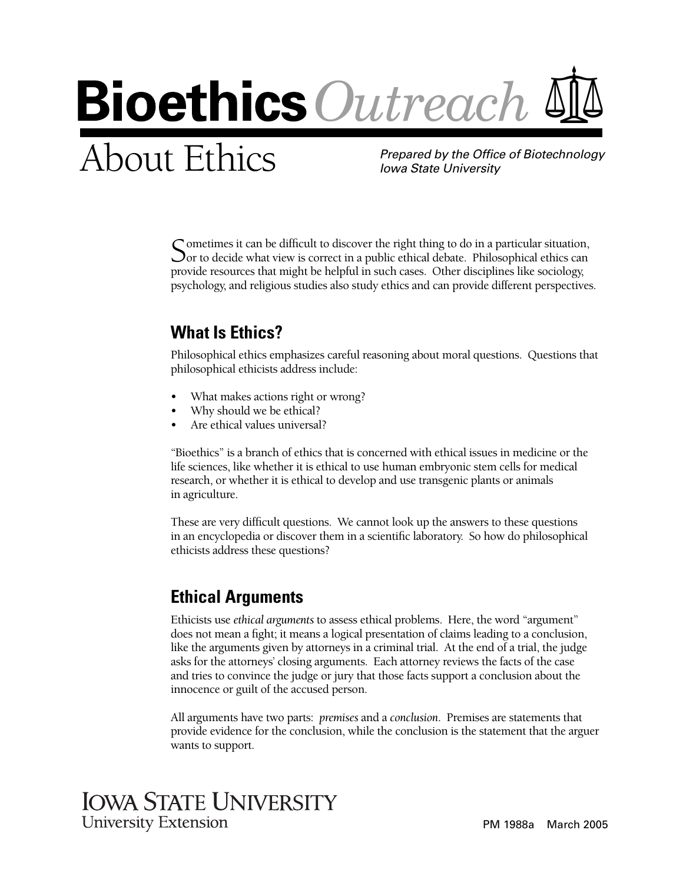# Bioethics Outreach

## About Ethics

*Prepared by the Office of Biotechnology Iowa State University*

Sometimes it can be difficult to discover the right thing to do in a particular situation, or to decide what view is correct in a public ethical debate. Philosophical ethics can provide resources that might be helpful in such cases. Other disciplines like sociology, psychology, and religious studies also study ethics and can provide different perspectives.

## What Is Ethics?

Philosophical ethics emphasizes careful reasoning about moral questions. Questions that philosophical ethicists address include:

- What makes actions right or wrong?
- Why should we be ethical?
- Are ethical values universal?

"Bioethics" is a branch of ethics that is concerned with ethical issues in medicine or the life sciences, like whether it is ethical to use human embryonic stem cells for medical research, or whether it is ethical to develop and use transgenic plants or animals in agriculture.

These are very difficult questions. We cannot look up the answers to these questions in an encyclopedia or discover them in a scientific laboratory. So how do philosophical ethicists address these questions?

## Ethical Arguments

Ethicists use *ethical arguments* to assess ethical problems. Here, the word "argument" does not mean a fight; it means a logical presentation of claims leading to a conclusion, like the arguments given by attorneys in a criminal trial. At the end of a trial, the judge asks for the attorneys' closing arguments. Each attorney reviews the facts of the case and tries to convince the judge or jury that those facts support a conclusion about the innocence or guilt of the accused person.

All arguments have two parts: *premises* and a *conclusion*. Premises are statements that provide evidence for the conclusion, while the conclusion is the statement that the arguer wants to support.

IOWA STATE UNIVERSITY
University Extension

PM 1988a March 2005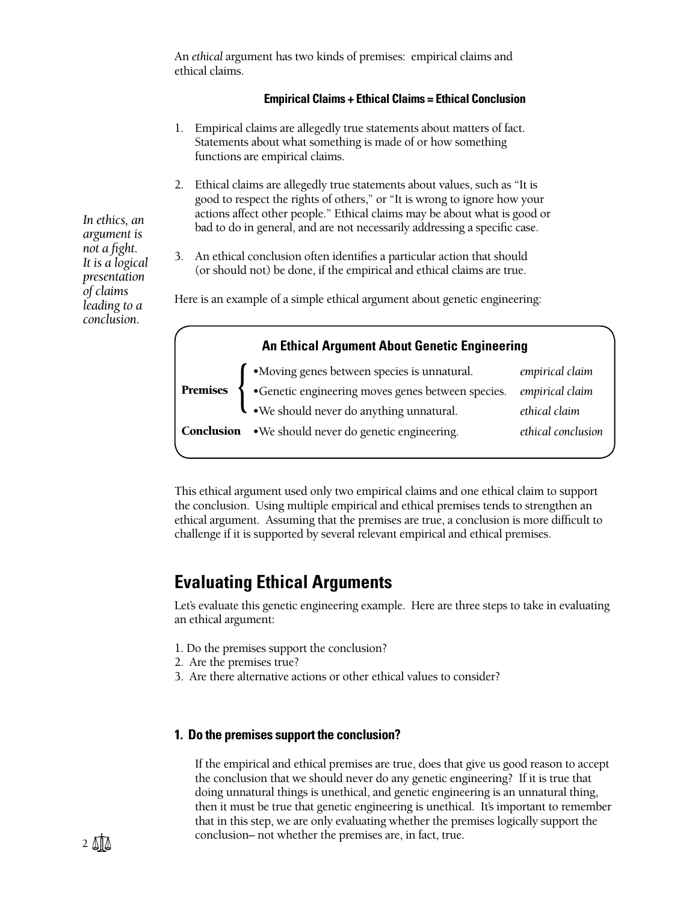An *ethical* argument has two kinds of premises: empirical claims and ethical claims.

**Empirical Claims + Ethical Claims = Ethical Conclusion**

1. Empirical claims are allegedly true statements about matters of fact. Statements about what something is made of or how something functions are empirical claims.

2. Ethical claims are allegedly true statements about values, such as "It is good to respect the rights of others," or "It is wrong to ignore how your actions affect other people." Ethical claims may be about what is good or bad to do in general, and are not necessarily addressing a specific case.

3. An ethical conclusion often identifies a particular action that should (or should not) be done, if the empirical and ethical claims are true.

*In ethics, an argument is not a fight. It is a logical presentation of claims leading to a conclusion.*

Here is an example of a simple ethical argument about genetic engineering:

**An Ethical Argument About Genetic Engineering**

| | | |
|---|---|---|
| **Premises** | •Moving genes between species is unnatural. | *empirical claim* |
| | •Genetic engineering moves genes between species. | *empirical claim* |
| | •We should never do anything unnatural. | *ethical claim* |
| **Conclusion** | •We should never do genetic engineering. | *ethical conclusion* |

This ethical argument used only two empirical claims and one ethical claim to support the conclusion. Using multiple empirical and ethical premises tends to strengthen an ethical argument. Assuming that the premises are true, a conclusion is more difficult to challenge if it is supported by several relevant empirical and ethical premises.

## Evaluating Ethical Arguments

Let's evaluate this genetic engineering example. Here are three steps to take in evaluating an ethical argument:

1. Do the premises support the conclusion?
2. Are the premises true?
3. Are there alternative actions or other ethical values to consider?

### 1. Do the premises support the conclusion?

If the empirical and ethical premises are true, does that give us good reason to accept the conclusion that we should never do any genetic engineering? If it is true that doing unnatural things is unethical, and genetic engineering is an unnatural thing, then it must be true that genetic engineering is unethical. It's important to remember that in this step, we are only evaluating whether the premises logically support the conclusion– not whether the premises are, in fact, true.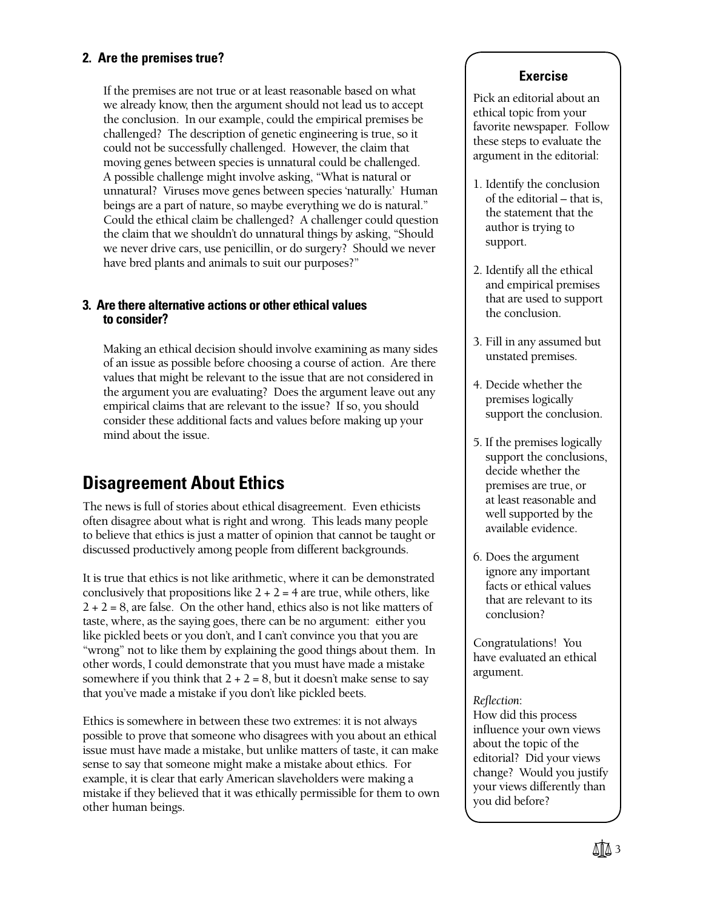### 2. Are the premises true?

If the premises are not true or at least reasonable based on what we already know, then the argument should not lead us to accept the conclusion. In our example, could the empirical premises be challenged? The description of genetic engineering is true, so it could not be successfully challenged. However, the claim that moving genes between species is unnatural could be challenged. A possible challenge might involve asking, "What is natural or unnatural? Viruses move genes between species 'naturally.' Human beings are a part of nature, so maybe everything we do is natural." Could the ethical claim be challenged? A challenger could question the claim that we shouldn't do unnatural things by asking, "Should we never drive cars, use penicillin, or do surgery? Should we never have bred plants and animals to suit our purposes?"

### 3. Are there alternative actions or other ethical values to consider?

Making an ethical decision should involve examining as many sides of an issue as possible before choosing a course of action. Are there values that might be relevant to the issue that are not considered in the argument you are evaluating? Does the argument leave out any empirical claims that are relevant to the issue? If so, you should consider these additional facts and values before making up your mind about the issue.

## Disagreement About Ethics

The news is full of stories about ethical disagreement. Even ethicists often disagree about what is right and wrong. This leads many people to believe that ethics is just a matter of opinion that cannot be taught or discussed productively among people from different backgrounds.

It is true that ethics is not like arithmetic, where it can be demonstrated conclusively that propositions like $2 + 2 = 4$ are true, while others, like $2 + 2 = 8$, are false. On the other hand, ethics also is not like matters of taste, where, as the saying goes, there can be no argument: either you like pickled beets or you don't, and I can't convince you that you are "wrong" not to like them by explaining the good things about them. In other words, I could demonstrate that you must have made a mistake somewhere if you think that $2 + 2 = 8$, but it doesn't make sense to say that you've made a mistake if you don't like pickled beets.

Ethics is somewhere in between these two extremes: it is not always possible to prove that someone who disagrees with you about an ethical issue must have made a mistake, but unlike matters of taste, it can make sense to say that someone might make a mistake about ethics. For example, it is clear that early American slaveholders were making a mistake if they believed that it was ethically permissible for them to own other human beings.

### Exercise

Pick an editorial about an ethical topic from your favorite newspaper. Follow these steps to evaluate the argument in the editorial:

1. Identify the conclusion of the editorial – that is, the statement that the author is trying to support.
2. Identify all the ethical and empirical premises that are used to support the conclusion.
3. Fill in any assumed but unstated premises.
4. Decide whether the premises logically support the conclusion.
5. If the premises logically support the conclusions, decide whether the premises are true, or at least reasonable and well supported by the available evidence.
6. Does the argument ignore any important facts or ethical values that are relevant to its conclusion?

Congratulations! You have evaluated an ethical argument.

*Reflection*:
How did this process influence your own views about the topic of the editorial? Did your views change? Would you justify your views differently than you did before?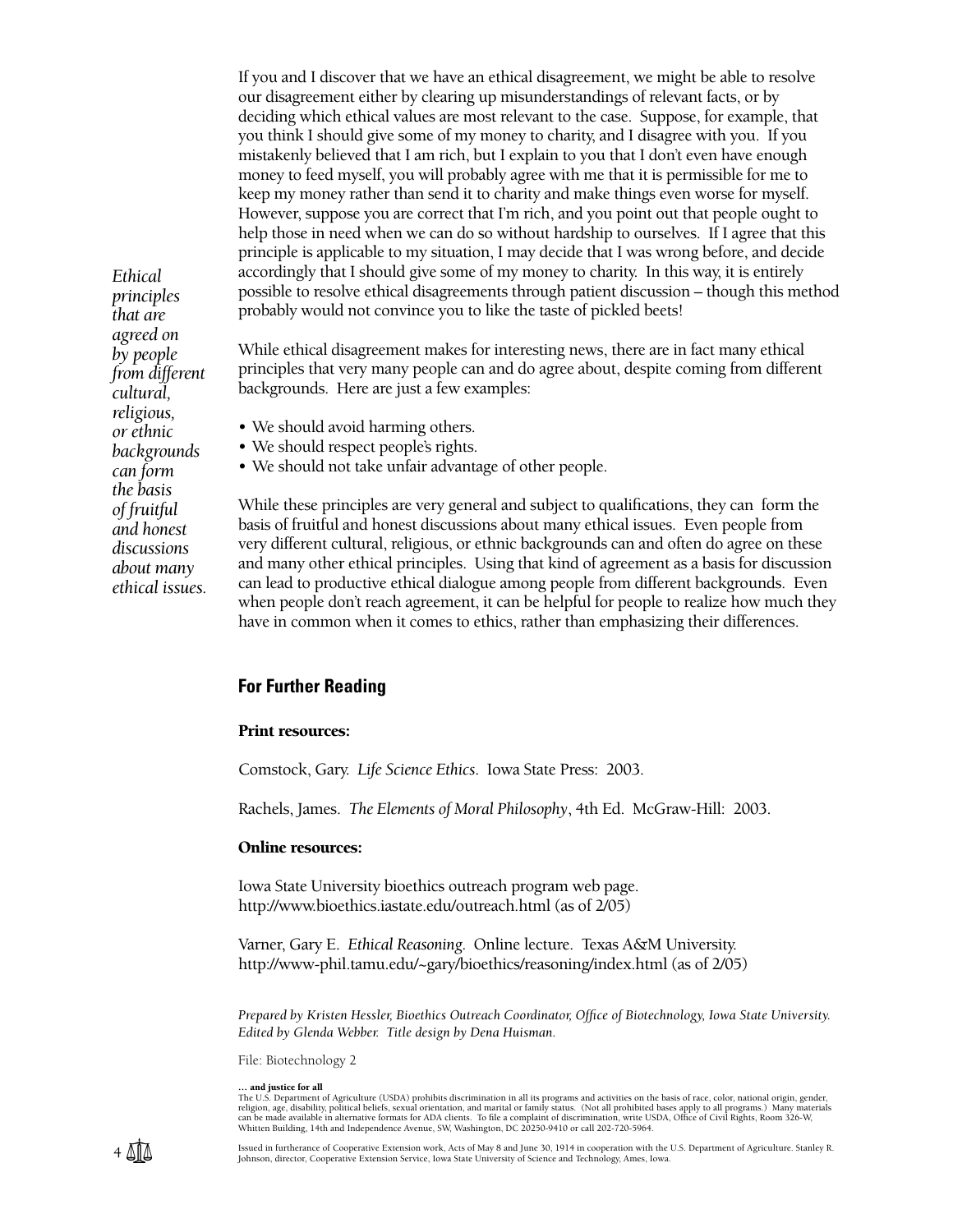If you and I discover that we have an ethical disagreement, we might be able to resolve our disagreement either by clearing up misunderstandings of relevant facts, or by deciding which ethical values are most relevant to the case. Suppose, for example, that you think I should give some of my money to charity, and I disagree with you. If you mistakenly believed that I am rich, but I explain to you that I don't even have enough money to feed myself, you will probably agree with me that it is permissible for me to keep my money rather than send it to charity and make things even worse for myself. However, suppose you are correct that I'm rich, and you point out that people ought to help those in need when we can do so without hardship to ourselves. If I agree that this principle is applicable to my situation, I may decide that I was wrong before, and decide accordingly that I should give some of my money to charity. In this way, it is entirely possible to resolve ethical disagreements through patient discussion – though this method probably would not convince you to like the taste of pickled beets!

*Ethical principles that are agreed on by people from different cultural, religious, or ethnic backgrounds can form the basis of fruitful and honest discussions about many ethical issues.*

While ethical disagreement makes for interesting news, there are in fact many ethical principles that very many people can and do agree about, despite coming from different backgrounds. Here are just a few examples:

- We should avoid harming others.
- We should respect people's rights.
- We should not take unfair advantage of other people.

While these principles are very general and subject to qualifications, they can form the basis of fruitful and honest discussions about many ethical issues. Even people from very different cultural, religious, or ethnic backgrounds can and often do agree on these and many other ethical principles. Using that kind of agreement as a basis for discussion can lead to productive ethical dialogue among people from different backgrounds. Even when people don't reach agreement, it can be helpful for people to realize how much they have in common when it comes to ethics, rather than emphasizing their differences.

## For Further Reading

### Print resources:

Comstock, Gary. *Life Science Ethics*. Iowa State Press: 2003.

Rachels, James. *The Elements of Moral Philosophy*, 4th Ed. McGraw-Hill: 2003.

### Online resources:

Iowa State University bioethics outreach program web page.
http://www.bioethics.iastate.edu/outreach.html (as of 2/05)

Varner, Gary E. *Ethical Reasoning*. Online lecture. Texas A&M University.
http://www-phil.tamu.edu/~gary/bioethics/reasoning/index.html (as of 2/05)

*Prepared by Kristen Hessler, Bioethics Outreach Coordinator, Office of Biotechnology, Iowa State University. Edited by Glenda Webber. Title design by Dena Huisman.*

File: Biotechnology 2

**... and justice for all**
The U.S. Department of Agriculture (USDA) prohibits discrimination in all its programs and activities on the basis of race, color, national origin, gender, religion, age, disability, political beliefs, sexual orientation, and marital or family status. (Not all prohibited bases apply to all programs.) Many materials can be made available in alternative formats for ADA clients. To file a complaint of discrimination, write USDA, Office of Civil Rights, Room 326-W, Whitten Building, 14th and Independence Avenue, SW, Washington, DC 20250-9410 or call 202-720-5964.

Issued in furtherance of Cooperative Extension work, Acts of May 8 and June 30, 1914 in cooperation with the U.S. Department of Agriculture. Stanley R. Johnson, director, Cooperative Extension Service, Iowa State University of Science and Technology, Ames, Iowa.